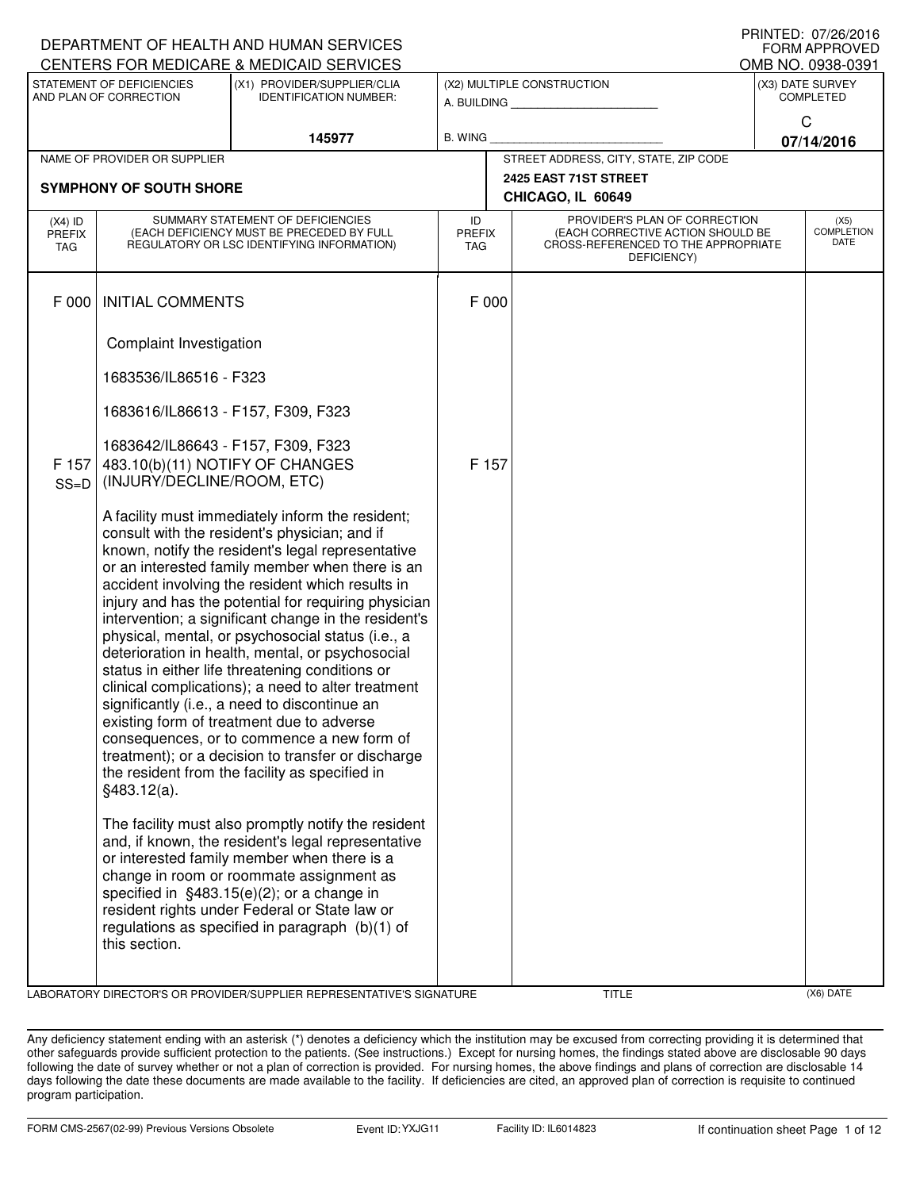DEPARTMENT OF HEALTH AND HUMAN SERVICES
CENTERS FOR MEDICARE & MEDICAID SERVICES

PRINTED: 07/26/2016
FORM APPROVED
OMB NO. 0938-0391

| STATEMENT OF DEFICIENCIES AND PLAN OF CORRECTION | (X1) PROVIDER/SUPPLIER/CLIA IDENTIFICATION NUMBER: | (X2) MULTIPLE CONSTRUCTION | (X3) DATE SURVEY COMPLETED |
|---|---|---|---|
| | 145977 | A. BUILDING _______ B. WING _______ | C 07/14/2016 |

| NAME OF PROVIDER OR SUPPLIER | STREET ADDRESS, CITY, STATE, ZIP CODE |
|---|---|
| **SYMPHONY OF SOUTH SHORE** | **2425 EAST 71ST STREET CHICAGO, IL 60649** |

| (X4) ID PREFIX TAG | SUMMARY STATEMENT OF DEFICIENCIES (EACH DEFICIENCY MUST BE PRECEDED BY FULL REGULATORY OR LSC IDENTIFYING INFORMATION) | ID PREFIX TAG | PROVIDER'S PLAN OF CORRECTION (EACH CORRECTIVE ACTION SHOULD BE CROSS-REFERENCED TO THE APPROPRIATE DEFICIENCY) | (X5) COMPLETION DATE |
|---|---|---|---|---|
| F 000 | INITIAL COMMENTS<br><br>Complaint Investigation<br><br>1683536/IL86516 - F323<br><br>1683616/IL86613 - F157, F309, F323<br><br>1683642/IL86643 - F157, F309, F323 | F 000 | | |
| F 157 SS=D | 483.10(b)(11) NOTIFY OF CHANGES (INJURY/DECLINE/ROOM, ETC)<br><br>A facility must immediately inform the resident; consult with the resident's physician; and if known, notify the resident's legal representative or an interested family member when there is an accident involving the resident which results in injury and has the potential for requiring physician intervention; a significant change in the resident's physical, mental, or psychosocial status (i.e., a deterioration in health, mental, or psychosocial status in either life threatening conditions or clinical complications); a need to alter treatment significantly (i.e., a need to discontinue an existing form of treatment due to adverse consequences, or to commence a new form of treatment); or a decision to transfer or discharge the resident from the facility as specified in §483.12(a).<br><br>The facility must also promptly notify the resident and, if known, the resident's legal representative or interested family member when there is a change in room or roommate assignment as specified in §483.15(e)(2); or a change in resident rights under Federal or State law or regulations as specified in paragraph (b)(1) of this section. | F 157 | | |

LABORATORY DIRECTOR'S OR PROVIDER/SUPPLIER REPRESENTATIVE'S SIGNATURE | TITLE | (X6) DATE

Any deficiency statement ending with an asterisk (*) denotes a deficiency which the institution may be excused from correcting providing it is determined that other safeguards provide sufficient protection to the patients. (See instructions.) Except for nursing homes, the findings stated above are disclosable 90 days following the date of survey whether or not a plan of correction is provided. For nursing homes, the above findings and plans of correction are disclosable 14 days following the date these documents are made available to the facility. If deficiencies are cited, an approved plan of correction is requisite to continued program participation.

FORM CMS-2567(02-99) Previous Versions Obsolete | Event ID: YXJG11 | Facility ID: IL6014823 | If continuation sheet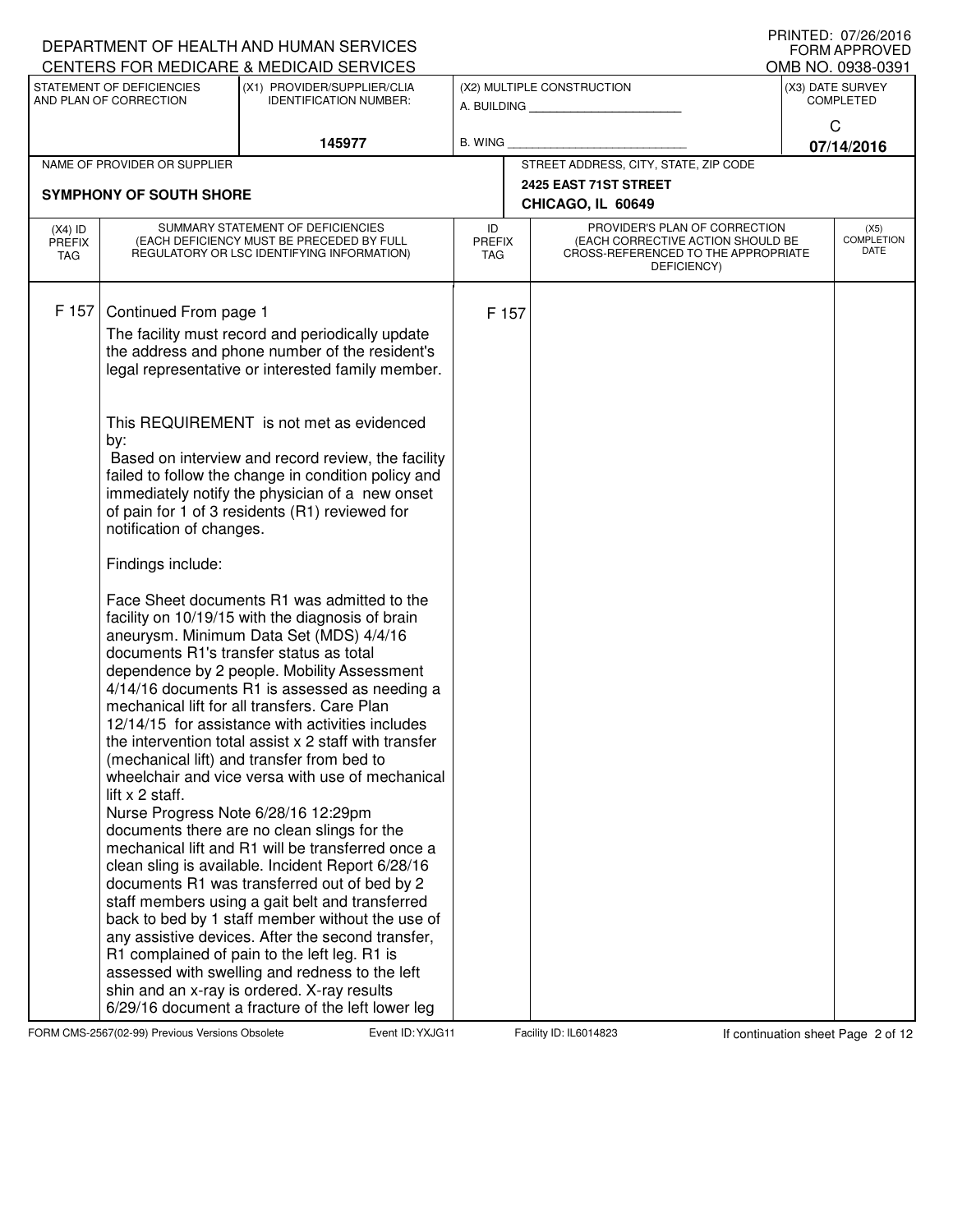DEPARTMENT OF HEALTH AND HUMAN SERVICES
CENTERS FOR MEDICARE & MEDICAID SERVICES

PRINTED: 07/26/2016
FORM APPROVED
OMB NO. 0938-0391

| STATEMENT OF DEFICIENCIES AND PLAN OF CORRECTION | (X1) PROVIDER/SUPPLIER/CLIA IDENTIFICATION NUMBER: | (X2) MULTIPLE CONSTRUCTION | (X3) DATE SURVEY COMPLETED |
|---|---|---|---|
| | 145977 | A. BUILDING ______ B. WING ______ | C 07/14/2016 |

| NAME OF PROVIDER OR SUPPLIER | STREET ADDRESS, CITY, STATE, ZIP CODE |
|---|---|
| SYMPHONY OF SOUTH SHORE | 2425 EAST 71ST STREET CHICAGO, IL 60649 |

| (X4) ID PREFIX TAG | SUMMARY STATEMENT OF DEFICIENCIES (EACH DEFICIENCY MUST BE PRECEDED BY FULL REGULATORY OR LSC IDENTIFYING INFORMATION) | ID PREFIX TAG | PROVIDER'S PLAN OF CORRECTION (EACH CORRECTIVE ACTION SHOULD BE CROSS-REFERENCED TO THE APPROPRIATE DEFICIENCY) | (X5) COMPLETION DATE |
|---|---|---|---|---|
| F 157 | Continued From page 1 | F 157 | | |

The facility must record and periodically update the address and phone number of the resident's legal representative or interested family member.

This REQUIREMENT is not met as evidenced by:
Based on interview and record review, the facility failed to follow the change in condition policy and immediately notify the physician of a new onset of pain for 1 of 3 residents (R1) reviewed for notification of changes.

Findings include:

Face Sheet documents R1 was admitted to the facility on 10/19/15 with the diagnosis of brain aneurysm. Minimum Data Set (MDS) 4/4/16 documents R1's transfer status as total dependence by 2 people. Mobility Assessment 4/14/16 documents R1 is assessed as needing a mechanical lift for all transfers. Care Plan 12/14/15 for assistance with activities includes the intervention total assist x 2 staff with transfer (mechanical lift) and transfer from bed to wheelchair and vice versa with use of mechanical lift x 2 staff.
Nurse Progress Note 6/28/16 12:29pm documents there are no clean slings for the mechanical lift and R1 will be transferred once a clean sling is available. Incident Report 6/28/16 documents R1 was transferred out of bed by 2 staff members using a gait belt and transferred back to bed by 1 staff member without the use of any assistive devices. After the second transfer, R1 complained of pain to the left leg. R1 is assessed with swelling and redness to the left shin and an x-ray is ordered. X-ray results 6/29/16 document a fracture of the left lower leg

FORM CMS-2567(02-99) Previous Versions Obsolete Event ID: YXJG11 Facility ID: IL6014823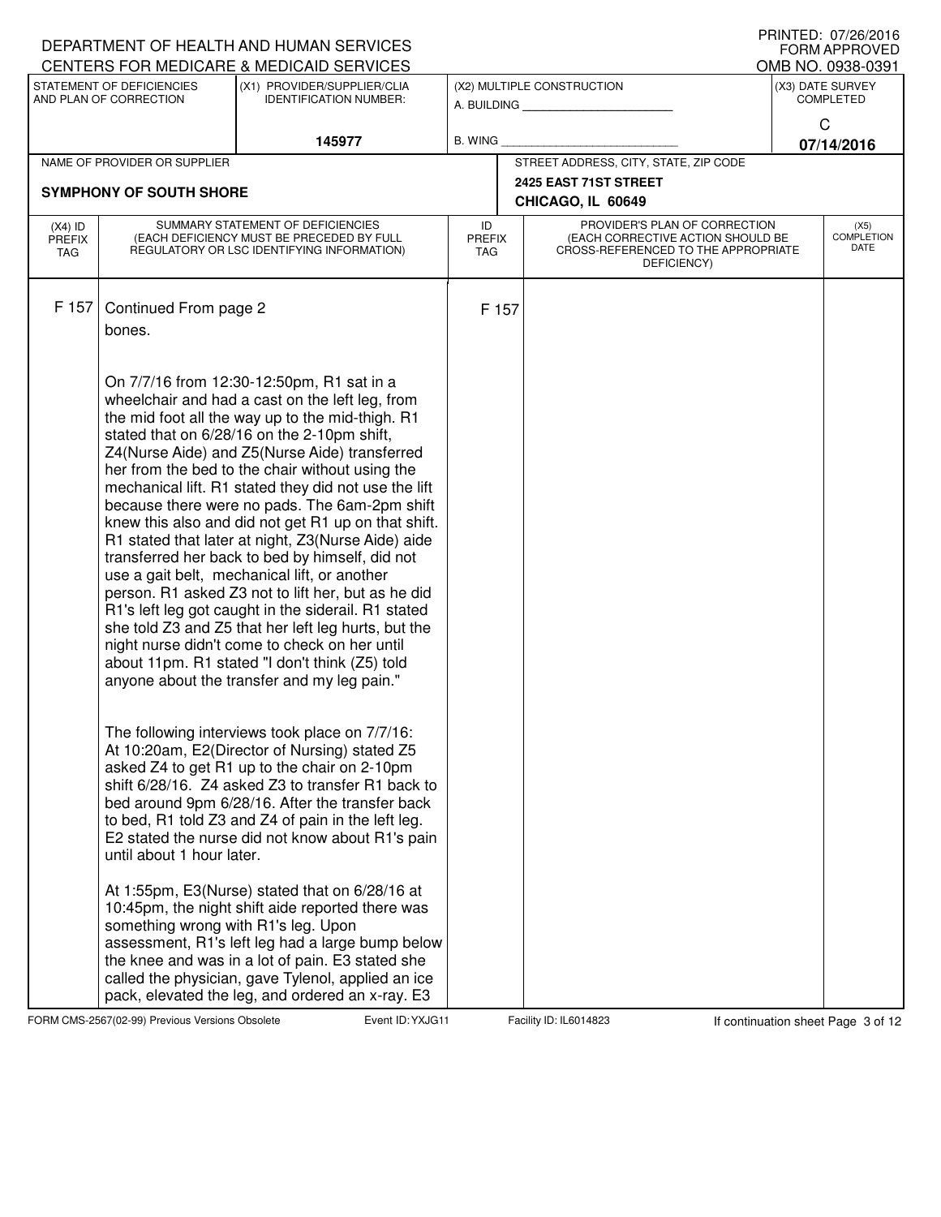DEPARTMENT OF HEALTH AND HUMAN SERVICES
CENTERS FOR MEDICARE & MEDICAID SERVICES

PRINTED: 07/26/2016
FORM APPROVED
OMB NO. 0938-0391

| STATEMENT OF DEFICIENCIES AND PLAN OF CORRECTION | (X1) PROVIDER/SUPPLIER/CLIA IDENTIFICATION NUMBER: | (X2) MULTIPLE CONSTRUCTION | (X3) DATE SURVEY COMPLETED |
|---|---|---|---|
| | 145977 | A. BUILDING ______ B. WING ______ | C 07/14/2016 |

| NAME OF PROVIDER OR SUPPLIER | STREET ADDRESS, CITY, STATE, ZIP CODE |
|---|---|
| SYMPHONY OF SOUTH SHORE | 2425 EAST 71ST STREET CHICAGO, IL 60649 |

| (X4) ID PREFIX TAG | SUMMARY STATEMENT OF DEFICIENCIES (EACH DEFICIENCY MUST BE PRECEDED BY FULL REGULATORY OR LSC IDENTIFYING INFORMATION) | ID PREFIX TAG | PROVIDER'S PLAN OF CORRECTION (EACH CORRECTIVE ACTION SHOULD BE CROSS-REFERENCED TO THE APPROPRIATE DEFICIENCY) | (X5) COMPLETION DATE |
|---|---|---|---|---|
| F 157 | Continued From page 2<br>bones.<br><br>On 7/7/16 from 12:30-12:50pm, R1 sat in a wheelchair and had a cast on the left leg, from the mid foot all the way up to the mid-thigh. R1 stated that on 6/28/16 on the 2-10pm shift, Z4(Nurse Aide) and Z5(Nurse Aide) transferred her from the bed to the chair without using the mechanical lift. R1 stated they did not use the lift because there were no pads. The 6am-2pm shift knew this also and did not get R1 up on that shift. R1 stated that later at night, Z3(Nurse Aide) aide transferred her back to bed by himself, did not use a gait belt, mechanical lift, or another person. R1 asked Z3 not to lift her, but as he did R1's left leg got caught in the siderail. R1 stated she told Z3 and Z5 that her left leg hurts, but the night nurse didn't come to check on her until about 11pm. R1 stated "I don't think (Z5) told anyone about the transfer and my leg pain."<br><br>The following interviews took place on 7/7/16:<br>At 10:20am, E2(Director of Nursing) stated Z5 asked Z4 to get R1 up to the chair on 2-10pm shift 6/28/16. Z4 asked Z3 to transfer R1 back to bed around 9pm 6/28/16. After the transfer back to bed, R1 told Z3 and Z4 of pain in the left leg. E2 stated the nurse did not know about R1's pain until about 1 hour later.<br><br>At 1:55pm, E3(Nurse) stated that on 6/28/16 at 10:45pm, the night shift aide reported there was something wrong with R1's leg. Upon assessment, R1's left leg had a large bump below the knee and was in a lot of pain. E3 stated she called the physician, gave Tylenol, applied an ice pack, elevated the leg, and ordered an x-ray. E3 | F 157 | | |

FORM CMS-2567(02-99) Previous Versions Obsolete Event ID: YXJG11 Facility ID: IL6014823 If continuation sheet Page 3 of 12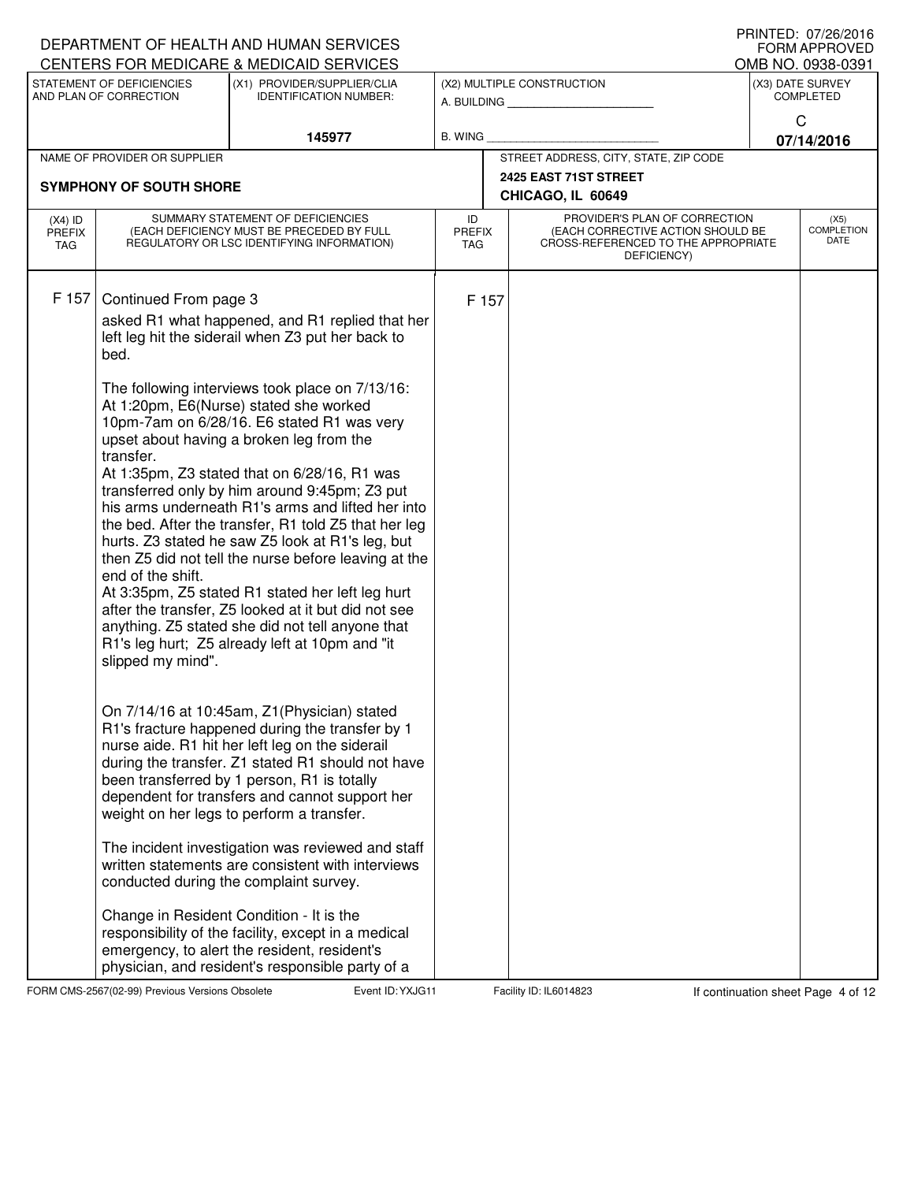DEPARTMENT OF HEALTH AND HUMAN SERVICES
CENTERS FOR MEDICARE & MEDICAID SERVICES

PRINTED: 07/26/2016
FORM APPROVED
OMB NO. 0938-0391

| STATEMENT OF DEFICIENCIES AND PLAN OF CORRECTION | (X1) PROVIDER/SUPPLIER/CLIA IDENTIFICATION NUMBER: | (X2) MULTIPLE CONSTRUCTION | (X3) DATE SURVEY COMPLETED |
|---|---|---|---|
| | 145977 | A. BUILDING ______ B. WING ______ | C 07/14/2016 |

| NAME OF PROVIDER OR SUPPLIER | STREET ADDRESS, CITY, STATE, ZIP CODE |
|---|---|
| SYMPHONY OF SOUTH SHORE | 2425 EAST 71ST STREET CHICAGO, IL 60649 |

| (X4) ID PREFIX TAG | SUMMARY STATEMENT OF DEFICIENCIES (EACH DEFICIENCY MUST BE PRECEDED BY FULL REGULATORY OR LSC IDENTIFYING INFORMATION) | ID PREFIX TAG | PROVIDER'S PLAN OF CORRECTION (EACH CORRECTIVE ACTION SHOULD BE CROSS-REFERENCED TO THE APPROPRIATE DEFICIENCY) | (X5) COMPLETION DATE |
|---|---|---|---|---|
| F 157 | Continued From page 3 | F 157 | | |

asked R1 what happened, and R1 replied that her left leg hit the siderail when Z3 put her back to bed.

The following interviews took place on 7/13/16:
At 1:20pm, E6(Nurse) stated she worked 10pm-7am on 6/28/16. E6 stated R1 was very upset about having a broken leg from the transfer.
At 1:35pm, Z3 stated that on 6/28/16, R1 was transferred only by him around 9:45pm; Z3 put his arms underneath R1's arms and lifted her into the bed. After the transfer, R1 told Z5 that her leg hurts. Z3 stated he saw Z5 look at R1's leg, but then Z5 did not tell the nurse before leaving at the end of the shift.
At 3:35pm, Z5 stated R1 stated her left leg hurt after the transfer, Z5 looked at it but did not see anything. Z5 stated she did not tell anyone that R1's leg hurt; Z5 already left at 10pm and "it slipped my mind".

On 7/14/16 at 10:45am, Z1(Physician) stated R1's fracture happened during the transfer by 1 nurse aide. R1 hit her left leg on the siderail during the transfer. Z1 stated R1 should not have been transferred by 1 person, R1 is totally dependent for transfers and cannot support her weight on her legs to perform a transfer.

The incident investigation was reviewed and staff written statements are consistent with interviews conducted during the complaint survey.

Change in Resident Condition - It is the responsibility of the facility, except in a medical emergency, to alert the resident, resident's physician, and resident's responsible party of a

FORM CMS-2567(02-99) Previous Versions Obsolete — Event ID: YXJG11 — Facility ID: IL6014823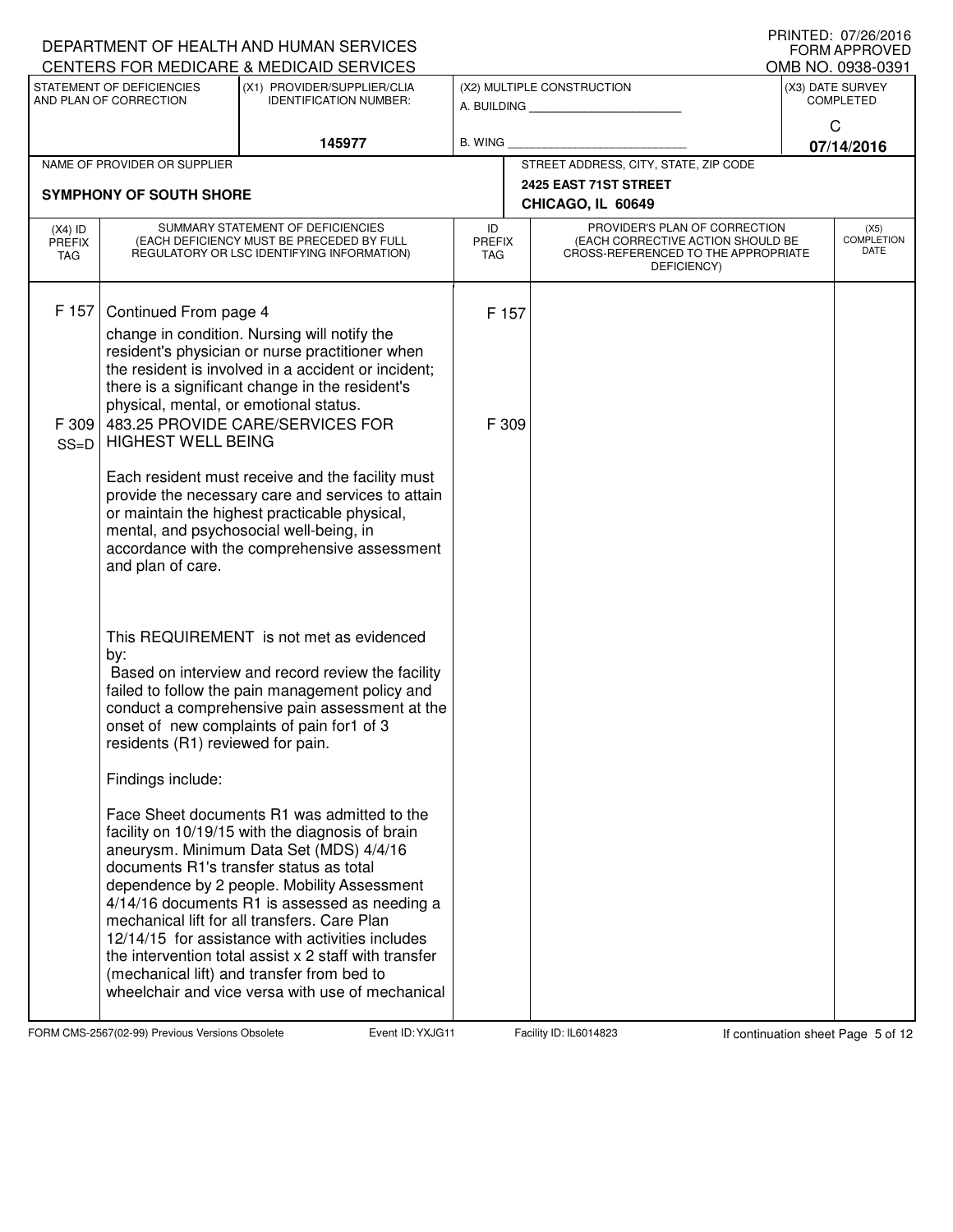DEPARTMENT OF HEALTH AND HUMAN SERVICES
CENTERS FOR MEDICARE & MEDICAID SERVICES

PRINTED: 07/26/2016
FORM APPROVED
OMB NO. 0938-0391

| STATEMENT OF DEFICIENCIES AND PLAN OF CORRECTION | (X1) PROVIDER/SUPPLIER/CLIA IDENTIFICATION NUMBER: | (X2) MULTIPLE CONSTRUCTION | (X3) DATE SURVEY COMPLETED |
|---|---|---|---|
| | 145977 | A. BUILDING ____ B. WING ____ | C 07/14/2016 |

| NAME OF PROVIDER OR SUPPLIER | STREET ADDRESS, CITY, STATE, ZIP CODE |
|---|---|
| SYMPHONY OF SOUTH SHORE | 2425 EAST 71ST STREET CHICAGO, IL 60649 |

| (X4) ID PREFIX TAG | SUMMARY STATEMENT OF DEFICIENCIES (EACH DEFICIENCY MUST BE PRECEDED BY FULL REGULATORY OR LSC IDENTIFYING INFORMATION) | ID PREFIX TAG | PROVIDER'S PLAN OF CORRECTION (EACH CORRECTIVE ACTION SHOULD BE CROSS-REFERENCED TO THE APPROPRIATE DEFICIENCY) | (X5) COMPLETION DATE |
|---|---|---|---|---|
| F 157 | Continued From page 4<br>change in condition. Nursing will notify the resident's physician or nurse practitioner when the resident is involved in a accident or incident; there is a significant change in the resident's physical, mental, or emotional status. | F 157 | | |
| F 309 SS=D | 483.25 PROVIDE CARE/SERVICES FOR HIGHEST WELL BEING<br><br>Each resident must receive and the facility must provide the necessary care and services to attain or maintain the highest practicable physical, mental, and psychosocial well-being, in accordance with the comprehensive assessment and plan of care.<br><br>This REQUIREMENT is not met as evidenced by:<br>Based on interview and record review the facility failed to follow the pain management policy and conduct a comprehensive pain assessment at the onset of new complaints of pain for1 of 3 residents (R1) reviewed for pain.<br><br>Findings include:<br><br>Face Sheet documents R1 was admitted to the facility on 10/19/15 with the diagnosis of brain aneurysm. Minimum Data Set (MDS) 4/4/16 documents R1's transfer status as total dependence by 2 people. Mobility Assessment 4/14/16 documents R1 is assessed as needing a mechanical lift for all transfers. Care Plan 12/14/15 for assistance with activities includes the intervention total assist x 2 staff with transfer (mechanical lift) and transfer from bed to wheelchair and vice versa with use of mechanical | F 309 | | |

FORM CMS-2567(02-99) Previous Versions Obsolete Event ID: YXJG11 Facility ID: IL6014823 If continuation sheet Page 5 of 12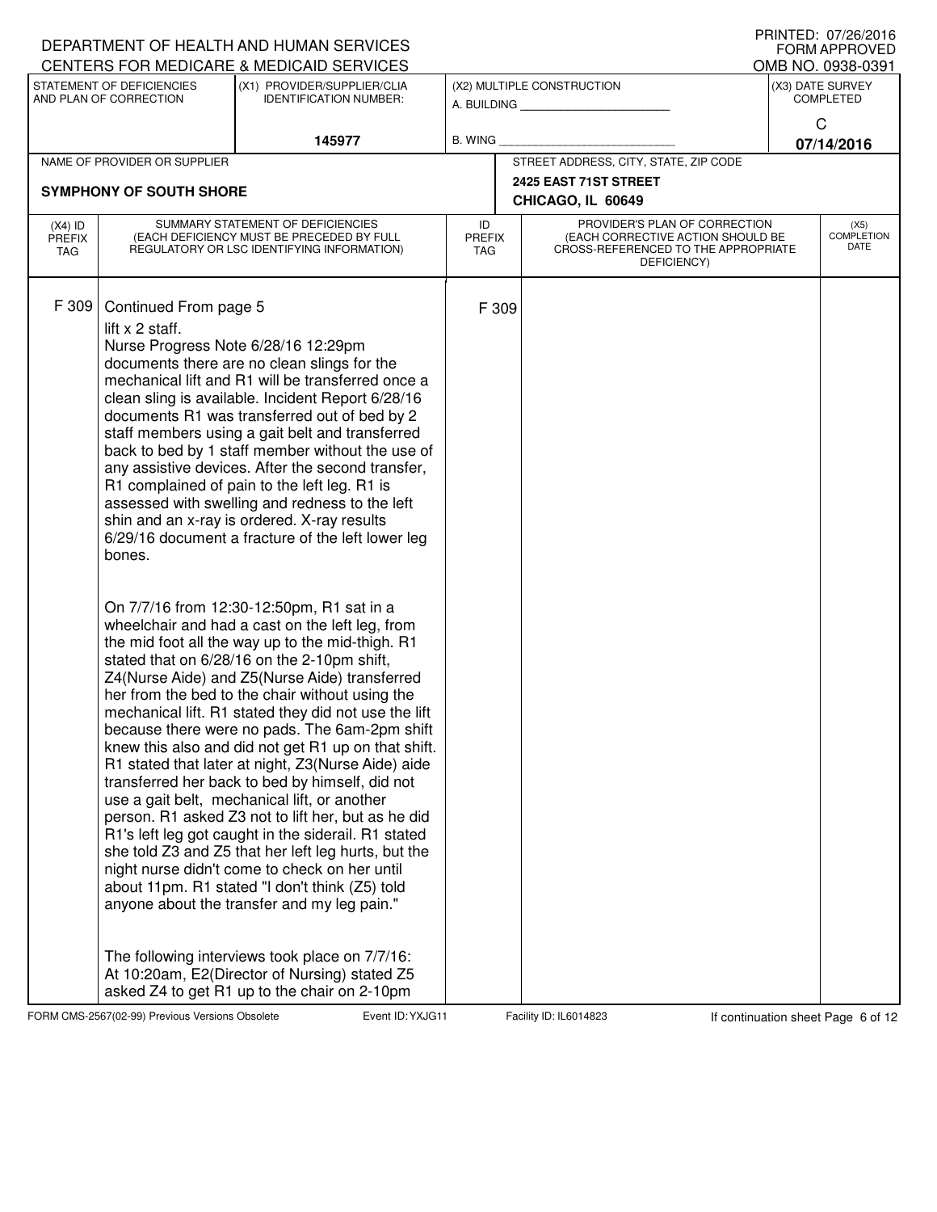DEPARTMENT OF HEALTH AND HUMAN SERVICES
CENTERS FOR MEDICARE & MEDICAID SERVICES

PRINTED: 07/26/2016
FORM APPROVED
OMB NO. 0938-0391

| STATEMENT OF DEFICIENCIES AND PLAN OF CORRECTION | (X1) PROVIDER/SUPPLIER/CLIA IDENTIFICATION NUMBER: | (X2) MULTIPLE CONSTRUCTION | (X3) DATE SURVEY COMPLETED |
|---|---|---|---|
| | 145977 | A. BUILDING ______ B. WING ______ | C 07/14/2016 |

| NAME OF PROVIDER OR SUPPLIER | STREET ADDRESS, CITY, STATE, ZIP CODE |
|---|---|
| SYMPHONY OF SOUTH SHORE | 2425 EAST 71ST STREET CHICAGO, IL 60649 |

| (X4) ID PREFIX TAG | SUMMARY STATEMENT OF DEFICIENCIES (EACH DEFICIENCY MUST BE PRECEDED BY FULL REGULATORY OR LSC IDENTIFYING INFORMATION) | ID PREFIX TAG | PROVIDER'S PLAN OF CORRECTION (EACH CORRECTIVE ACTION SHOULD BE CROSS-REFERENCED TO THE APPROPRIATE DEFICIENCY) | (X5) COMPLETION DATE |
|---|---|---|---|---|
| F 309 | Continued From page 5 | F 309 | | |

lift x 2 staff.
Nurse Progress Note 6/28/16 12:29pm documents there are no clean slings for the mechanical lift and R1 will be transferred once a clean sling is available. Incident Report 6/28/16 documents R1 was transferred out of bed by 2 staff members using a gait belt and transferred back to bed by 1 staff member without the use of any assistive devices. After the second transfer, R1 complained of pain to the left leg. R1 is assessed with swelling and redness to the left shin and an x-ray is ordered. X-ray results 6/29/16 document a fracture of the left lower leg bones.

On 7/7/16 from 12:30-12:50pm, R1 sat in a wheelchair and had a cast on the left leg, from the mid foot all the way up to the mid-thigh. R1 stated that on 6/28/16 on the 2-10pm shift, Z4(Nurse Aide) and Z5(Nurse Aide) transferred her from the bed to the chair without using the mechanical lift. R1 stated they did not use the lift because there were no pads. The 6am-2pm shift knew this also and did not get R1 up on that shift. R1 stated that later at night, Z3(Nurse Aide) aide transferred her back to bed by himself, did not use a gait belt, mechanical lift, or another person. R1 asked Z3 not to lift her, but as he did R1's left leg got caught in the siderail. R1 stated she told Z3 and Z5 that her left leg hurts, but the night nurse didn't come to check on her until about 11pm. R1 stated "I don't think (Z5) told anyone about the transfer and my leg pain."

The following interviews took place on 7/7/16:
At 10:20am, E2(Director of Nursing) stated Z5 asked Z4 to get R1 up to the chair on 2-10pm

FORM CMS-2567(02-99) Previous Versions Obsolete Event ID: YXJG11 Facility ID: IL6014823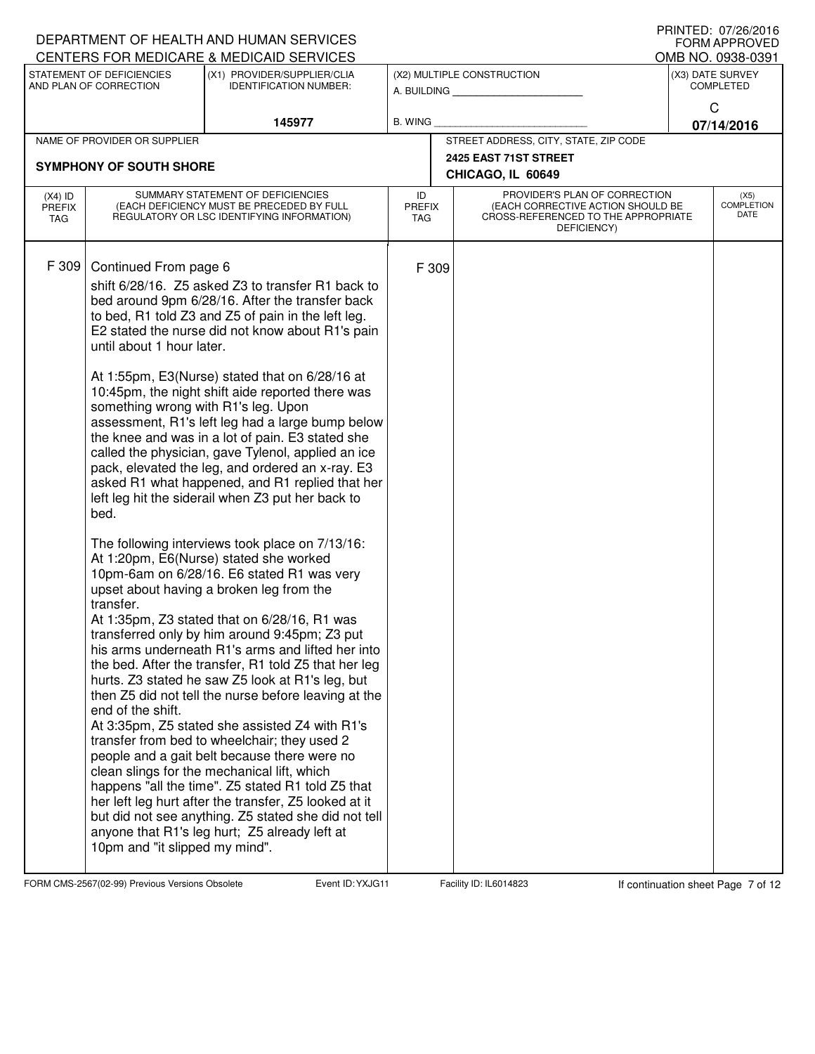DEPARTMENT OF HEALTH AND HUMAN SERVICES
CENTERS FOR MEDICARE & MEDICAID SERVICES

PRINTED: 07/26/2016
FORM APPROVED
OMB NO. 0938-0391

| STATEMENT OF DEFICIENCIES AND PLAN OF CORRECTION | (X1) PROVIDER/SUPPLIER/CLIA IDENTIFICATION NUMBER: | (X2) MULTIPLE CONSTRUCTION | (X3) DATE SURVEY COMPLETED |
|---|---|---|---|
| | 145977 | A. BUILDING ______ B. WING ______ | C 07/14/2016 |

| NAME OF PROVIDER OR SUPPLIER | STREET ADDRESS, CITY, STATE, ZIP CODE |
|---|---|
| SYMPHONY OF SOUTH SHORE | 2425 EAST 71ST STREET CHICAGO, IL 60649 |

| (X4) ID PREFIX TAG | SUMMARY STATEMENT OF DEFICIENCIES (EACH DEFICIENCY MUST BE PRECEDED BY FULL REGULATORY OR LSC IDENTIFYING INFORMATION) | ID PREFIX TAG | PROVIDER'S PLAN OF CORRECTION (EACH CORRECTIVE ACTION SHOULD BE CROSS-REFERENCED TO THE APPROPRIATE DEFICIENCY) | (X5) COMPLETION DATE |
|---|---|---|---|---|
| F 309 | Continued From page 6<br>shift 6/28/16. Z5 asked Z3 to transfer R1 back to bed around 9pm 6/28/16. After the transfer back to bed, R1 told Z3 and Z5 of pain in the left leg. E2 stated the nurse did not know about R1's pain until about 1 hour later.<br><br>At 1:55pm, E3(Nurse) stated that on 6/28/16 at 10:45pm, the night shift aide reported there was something wrong with R1's leg. Upon assessment, R1's left leg had a large bump below the knee and was in a lot of pain. E3 stated she called the physician, gave Tylenol, applied an ice pack, elevated the leg, and ordered an x-ray. E3 asked R1 what happened, and R1 replied that her left leg hit the siderail when Z3 put her back to bed.<br><br>The following interviews took place on 7/13/16:<br>At 1:20pm, E6(Nurse) stated she worked 10pm-6am on 6/28/16. E6 stated R1 was very upset about having a broken leg from the transfer.<br>At 1:35pm, Z3 stated that on 6/28/16, R1 was transferred only by him around 9:45pm; Z3 put his arms underneath R1's arms and lifted her into the bed. After the transfer, R1 told Z5 that her leg hurts. Z3 stated he saw Z5 look at R1's leg, but then Z5 did not tell the nurse before leaving at the end of the shift.<br>At 3:35pm, Z5 stated she assisted Z4 with R1's transfer from bed to wheelchair; they used 2 people and a gait belt because there were no clean slings for the mechanical lift, which happens "all the time". Z5 stated R1 told Z5 that her left leg hurt after the transfer, Z5 looked at it but did not see anything. Z5 stated she did not tell anyone that R1's leg hurt; Z5 already left at 10pm and "it slipped my mind". | F 309 | | |

FORM CMS-2567(02-99) Previous Versions Obsolete Event ID: YXJG11 Facility ID: IL6014823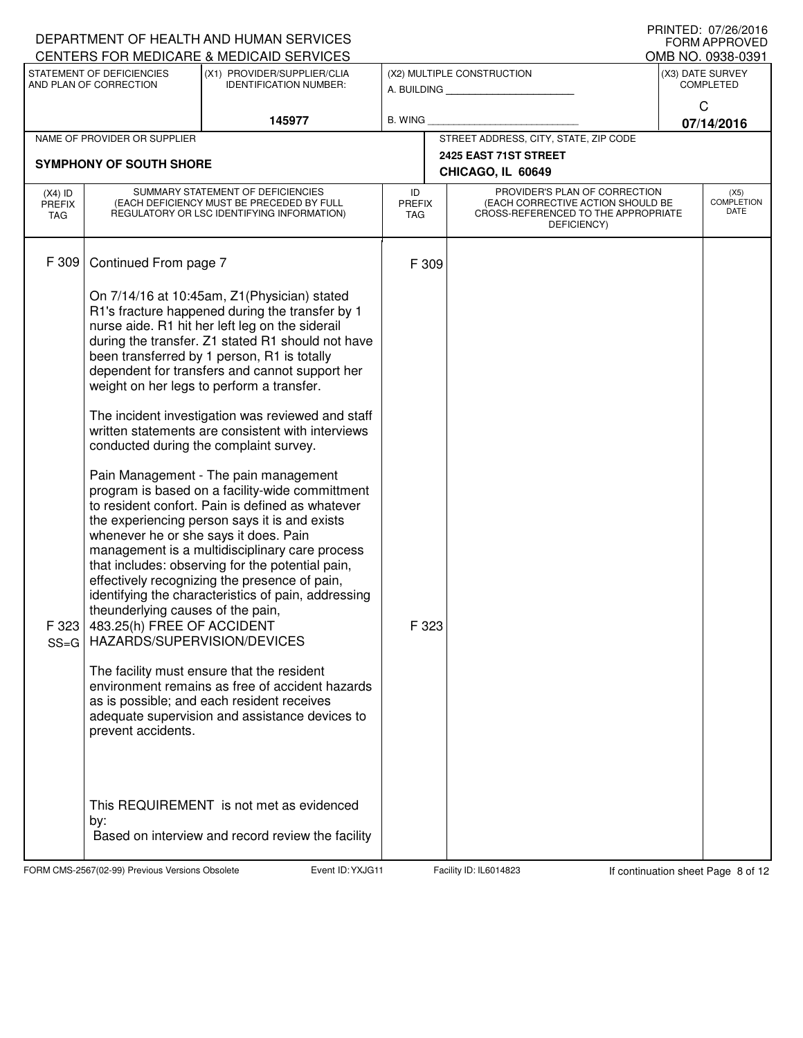DEPARTMENT OF HEALTH AND HUMAN SERVICES
CENTERS FOR MEDICARE & MEDICAID SERVICES

PRINTED: 07/26/2016
FORM APPROVED
OMB NO. 0938-0391

| STATEMENT OF DEFICIENCIES AND PLAN OF CORRECTION | (X1) PROVIDER/SUPPLIER/CLIA IDENTIFICATION NUMBER: | (X2) MULTIPLE CONSTRUCTION | (X3) DATE SURVEY COMPLETED |
|---|---|---|---|
| | 145977 | A. BUILDING ______ B. WING ______ | C 07/14/2016 |

| NAME OF PROVIDER OR SUPPLIER | STREET ADDRESS, CITY, STATE, ZIP CODE |
|---|---|
| SYMPHONY OF SOUTH SHORE | 2425 EAST 71ST STREET CHICAGO, IL 60649 |

| (X4) ID PREFIX TAG | SUMMARY STATEMENT OF DEFICIENCIES (EACH DEFICIENCY MUST BE PRECEDED BY FULL REGULATORY OR LSC IDENTIFYING INFORMATION) | ID PREFIX TAG | PROVIDER'S PLAN OF CORRECTION (EACH CORRECTIVE ACTION SHOULD BE CROSS-REFERENCED TO THE APPROPRIATE DEFICIENCY) | (X5) COMPLETION DATE |
|---|---|---|---|---|
| F 309 | Continued From page 7<br><br>On 7/14/16 at 10:45am, Z1(Physician) stated R1's fracture happened during the transfer by 1 nurse aide. R1 hit her left leg on the siderail during the transfer. Z1 stated R1 should not have been transferred by 1 person, R1 is totally dependent for transfers and cannot support her weight on her legs to perform a transfer.<br><br>The incident investigation was reviewed and staff written statements are consistent with interviews conducted during the complaint survey.<br><br>Pain Management - The pain management program is based on a facility-wide committment to resident confort. Pain is defined as whatever the experiencing person says it is and exists whenever he or she says it does. Pain management is a multidisciplinary care process that includes: observing for the potential pain, effectively recognizing the presence of pain, identifying the characteristics of pain, addressing theunderlying causes of the pain, | F 309 | | |
| F 323 SS=G | 483.25(h) FREE OF ACCIDENT HAZARDS/SUPERVISION/DEVICES<br><br>The facility must ensure that the resident environment remains as free of accident hazards as is possible; and each resident receives adequate supervision and assistance devices to prevent accidents.<br><br>This REQUIREMENT is not met as evidenced by:<br>Based on interview and record review the facility | F 323 | | |

FORM CMS-2567(02-99) Previous Versions Obsolete | Event ID: YXJG11 | Facility ID: IL6014823 | If continuation sheet Page 8 of 12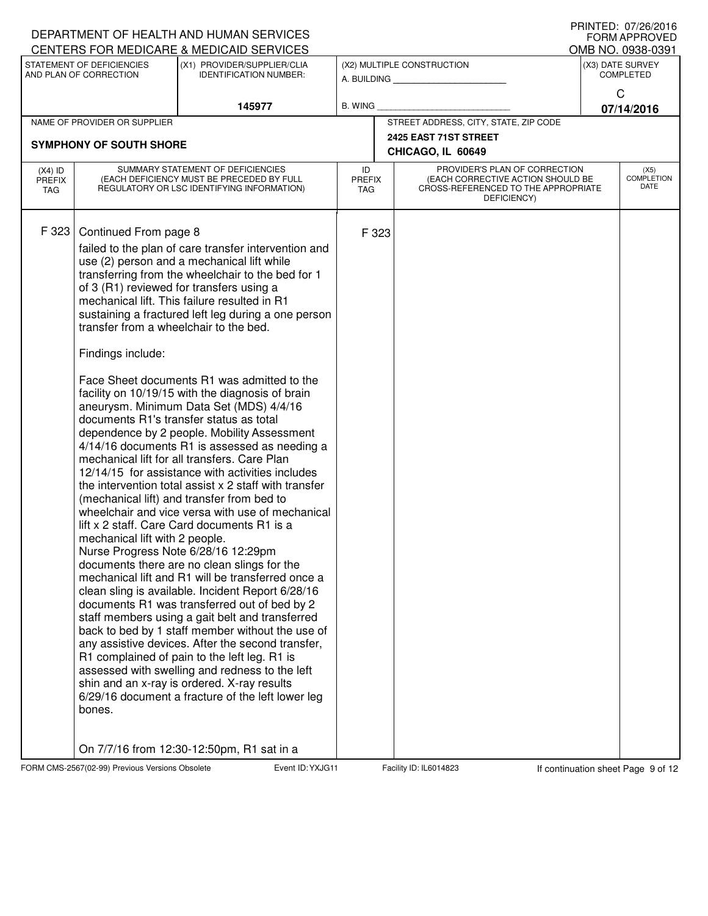DEPARTMENT OF HEALTH AND HUMAN SERVICES
CENTERS FOR MEDICARE & MEDICAID SERVICES

PRINTED: 07/26/2016
FORM APPROVED
OMB NO. 0938-0391

| STATEMENT OF DEFICIENCIES AND PLAN OF CORRECTION | (X1) PROVIDER/SUPPLIER/CLIA IDENTIFICATION NUMBER: | (X2) MULTIPLE CONSTRUCTION | (X3) DATE SURVEY COMPLETED |
|---|---|---|---|
| | 145977 | A. BUILDING ______ B. WING ______ | C 07/14/2016 |

| NAME OF PROVIDER OR SUPPLIER | STREET ADDRESS, CITY, STATE, ZIP CODE |
|---|---|
| SYMPHONY OF SOUTH SHORE | 2425 EAST 71ST STREET CHICAGO, IL 60649 |

| (X4) ID PREFIX TAG | SUMMARY STATEMENT OF DEFICIENCIES (EACH DEFICIENCY MUST BE PRECEDED BY FULL REGULATORY OR LSC IDENTIFYING INFORMATION) | ID PREFIX TAG | PROVIDER'S PLAN OF CORRECTION (EACH CORRECTIVE ACTION SHOULD BE CROSS-REFERENCED TO THE APPROPRIATE DEFICIENCY) | (X5) COMPLETION DATE |
|---|---|---|---|---|
| F 323 | Continued From page 8 | F 323 | | |

failed to the plan of care transfer intervention and use (2) person and a mechanical lift while transferring from the wheelchair to the bed for 1 of 3 (R1) reviewed for transfers using a mechanical lift. This failure resulted in R1 sustaining a fractured left leg during a one person transfer from a wheelchair to the bed.

Findings include:

Face Sheet documents R1 was admitted to the facility on 10/19/15 with the diagnosis of brain aneurysm. Minimum Data Set (MDS) 4/4/16 documents R1's transfer status as total dependence by 2 people. Mobility Assessment 4/14/16 documents R1 is assessed as needing a mechanical lift for all transfers. Care Plan 12/14/15 for assistance with activities includes the intervention total assist x 2 staff with transfer (mechanical lift) and transfer from bed to wheelchair and vice versa with use of mechanical lift x 2 staff. Care Card documents R1 is a mechanical lift with 2 people.
Nurse Progress Note 6/28/16 12:29pm documents there are no clean slings for the mechanical lift and R1 will be transferred once a clean sling is available. Incident Report 6/28/16 documents R1 was transferred out of bed by 2 staff members using a gait belt and transferred back to bed by 1 staff member without the use of any assistive devices. After the second transfer, R1 complained of pain to the left leg. R1 is assessed with swelling and redness to the left shin and an x-ray is ordered. X-ray results 6/29/16 document a fracture of the left lower leg bones.

On 7/7/16 from 12:30-12:50pm, R1 sat in a

FORM CMS-2567(02-99) Previous Versions Obsolete    Event ID: YXJG11    Facility ID: IL6014823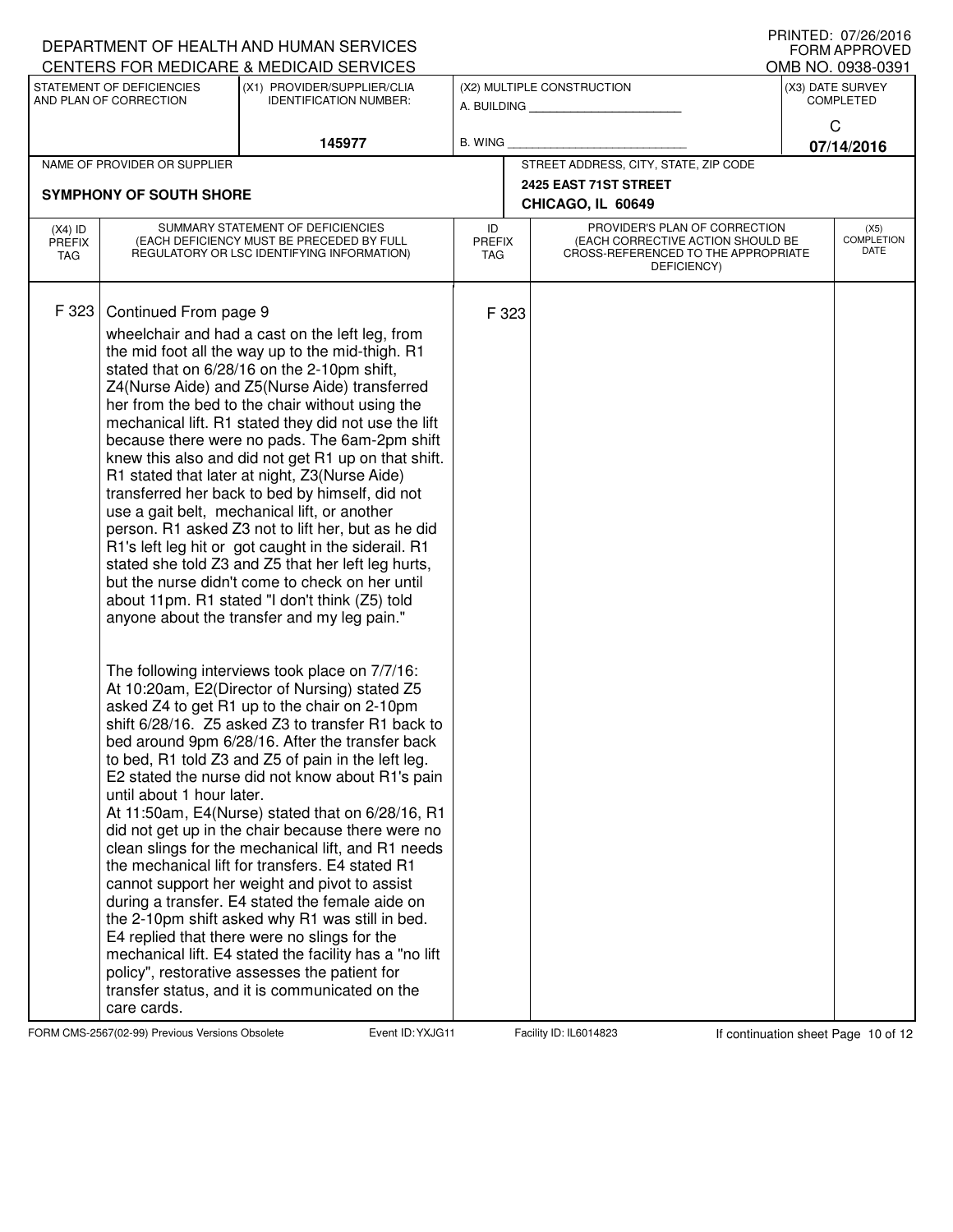DEPARTMENT OF HEALTH AND HUMAN SERVICES
CENTERS FOR MEDICARE & MEDICAID SERVICES

PRINTED: 07/26/2016
FORM APPROVED
OMB NO. 0938-0391

| STATEMENT OF DEFICIENCIES AND PLAN OF CORRECTION | (X1) PROVIDER/SUPPLIER/CLIA IDENTIFICATION NUMBER: | (X2) MULTIPLE CONSTRUCTION | (X3) DATE SURVEY COMPLETED |
|---|---|---|---|
| | 145977 | A. BUILDING ______ B. WING ______ | C 07/14/2016 |

| NAME OF PROVIDER OR SUPPLIER | STREET ADDRESS, CITY, STATE, ZIP CODE |
|---|---|
| SYMPHONY OF SOUTH SHORE | 2425 EAST 71ST STREET CHICAGO, IL 60649 |

| (X4) ID PREFIX TAG | SUMMARY STATEMENT OF DEFICIENCIES (EACH DEFICIENCY MUST BE PRECEDED BY FULL REGULATORY OR LSC IDENTIFYING INFORMATION) | ID PREFIX TAG | PROVIDER'S PLAN OF CORRECTION (EACH CORRECTIVE ACTION SHOULD BE CROSS-REFERENCED TO THE APPROPRIATE DEFICIENCY) | (X5) COMPLETION DATE |
|---|---|---|---|---|
| F 323 | Continued From page 9<br>wheelchair and had a cast on the left leg, from the mid foot all the way up to the mid-thigh. R1 stated that on 6/28/16 on the 2-10pm shift, Z4(Nurse Aide) and Z5(Nurse Aide) transferred her from the bed to the chair without using the mechanical lift. R1 stated they did not use the lift because there were no pads. The 6am-2pm shift knew this also and did not get R1 up on that shift. R1 stated that later at night, Z3(Nurse Aide) transferred her back to bed by himself, did not use a gait belt, mechanical lift, or another person. R1 asked Z3 not to lift her, but as he did R1's left leg hit or got caught in the siderail. R1 stated she told Z3 and Z5 that her left leg hurts, but the nurse didn't come to check on her until about 11pm. R1 stated "I don't think (Z5) told anyone about the transfer and my leg pain."<br><br>The following interviews took place on 7/7/16:<br>At 10:20am, E2(Director of Nursing) stated Z5 asked Z4 to get R1 up to the chair on 2-10pm shift 6/28/16. Z5 asked Z3 to transfer R1 back to bed around 9pm 6/28/16. After the transfer back to bed, R1 told Z3 and Z5 of pain in the left leg. E2 stated the nurse did not know about R1's pain until about 1 hour later.<br>At 11:50am, E4(Nurse) stated that on 6/28/16, R1 did not get up in the chair because there were no clean slings for the mechanical lift, and R1 needs the mechanical lift for transfers. E4 stated R1 cannot support her weight and pivot to assist during a transfer. E4 stated the female aide on the 2-10pm shift asked why R1 was still in bed. E4 replied that there were no slings for the mechanical lift. E4 stated the facility has a "no lift policy", restorative assesses the patient for transfer status, and it is communicated on the care cards. | F 323 | | |

FORM CMS-2567(02-99) Previous Versions Obsolete | Event ID: YXJG11 | Facility ID: IL6014823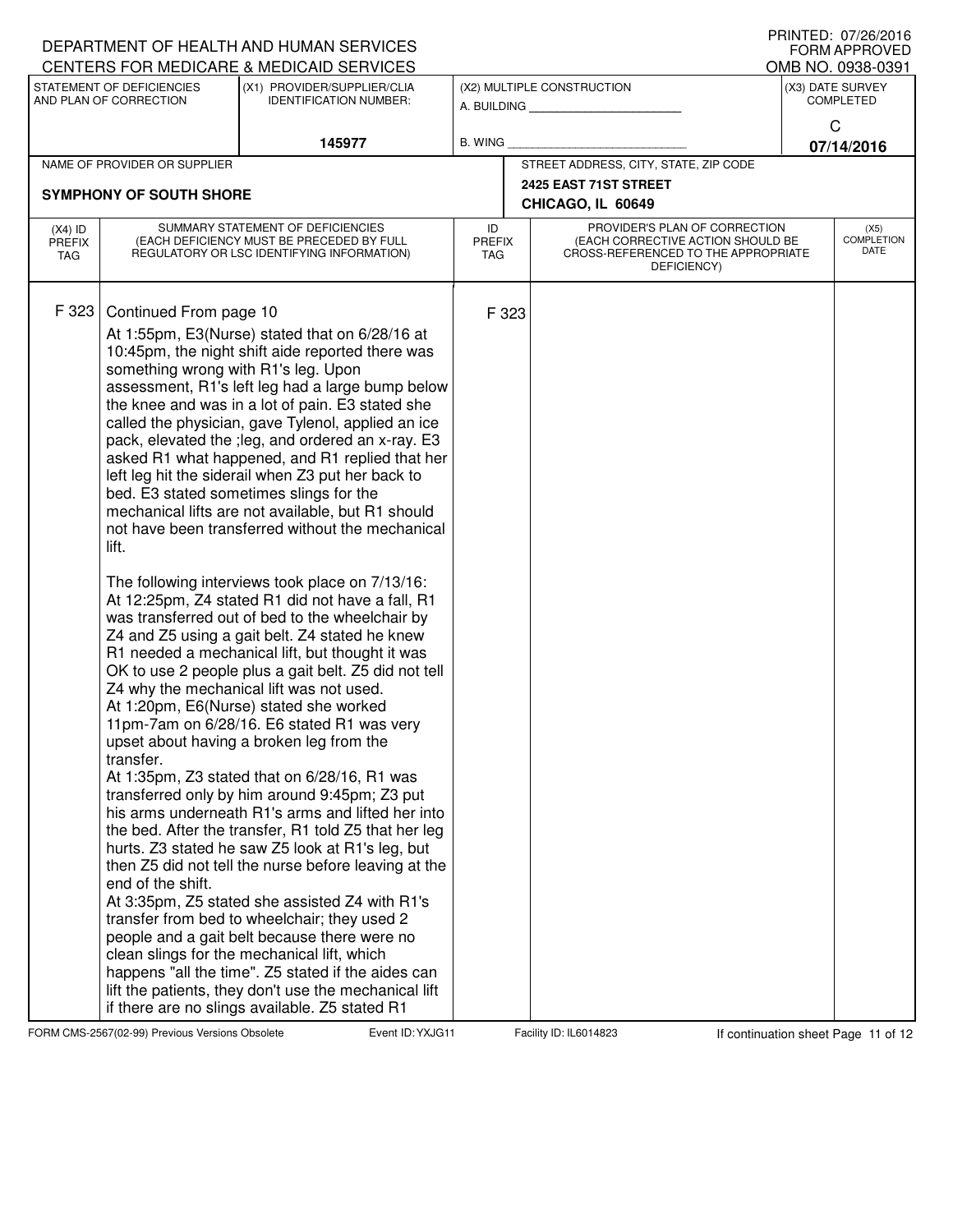DEPARTMENT OF HEALTH AND HUMAN SERVICES
CENTERS FOR MEDICARE & MEDICAID SERVICES

PRINTED: 07/26/2016
FORM APPROVED
OMB NO. 0938-0391

| STATEMENT OF DEFICIENCIES AND PLAN OF CORRECTION | (X1) PROVIDER/SUPPLIER/CLIA IDENTIFICATION NUMBER: | (X2) MULTIPLE CONSTRUCTION | (X3) DATE SURVEY COMPLETED |
|---|---|---|---|
| | 145977 | A. BUILDING ______ B. WING ______ | C 07/14/2016 |

| NAME OF PROVIDER OR SUPPLIER | STREET ADDRESS, CITY, STATE, ZIP CODE |
|---|---|
| SYMPHONY OF SOUTH SHORE | 2425 EAST 71ST STREET CHICAGO, IL 60649 |

| (X4) ID PREFIX TAG | SUMMARY STATEMENT OF DEFICIENCIES (EACH DEFICIENCY MUST BE PRECEDED BY FULL REGULATORY OR LSC IDENTIFYING INFORMATION) | ID PREFIX TAG | PROVIDER'S PLAN OF CORRECTION (EACH CORRECTIVE ACTION SHOULD BE CROSS-REFERENCED TO THE APPROPRIATE DEFICIENCY) | (X5) COMPLETION DATE |
|---|---|---|---|---|
| F 323 | Continued From page 10<br>At 1:55pm, E3(Nurse) stated that on 6/28/16 at 10:45pm, the night shift aide reported there was something wrong with R1's leg. Upon assessment, R1's left leg had a large bump below the knee and was in a lot of pain. E3 stated she called the physician, gave Tylenol, applied an ice pack, elevated the ;leg, and ordered an x-ray. E3 asked R1 what happened, and R1 replied that her left leg hit the siderail when Z3 put her back to bed. E3 stated sometimes slings for the mechanical lifts are not available, but R1 should not have been transferred without the mechanical lift.<br><br>The following interviews took place on 7/13/16:<br>At 12:25pm, Z4 stated R1 did not have a fall, R1 was transferred out of bed to the wheelchair by Z4 and Z5 using a gait belt. Z4 stated he knew R1 needed a mechanical lift, but thought it was OK to use 2 people plus a gait belt. Z5 did not tell Z4 why the mechanical lift was not used.<br>At 1:20pm, E6(Nurse) stated she worked 11pm-7am on 6/28/16. E6 stated R1 was very upset about having a broken leg from the transfer.<br>At 1:35pm, Z3 stated that on 6/28/16, R1 was transferred only by him around 9:45pm; Z3 put his arms underneath R1's arms and lifted her into the bed. After the transfer, R1 told Z5 that her leg hurts. Z3 stated he saw Z5 look at R1's leg, but then Z5 did not tell the nurse before leaving at the end of the shift.<br>At 3:35pm, Z5 stated she assisted Z4 with R1's transfer from bed to wheelchair; they used 2 people and a gait belt because there were no clean slings for the mechanical lift, which happens "all the time". Z5 stated if the aides can lift the patients, they don't use the mechanical lift if there are no slings available. Z5 stated R1 | F 323 | | |

FORM CMS-2567(02-99) Previous Versions Obsolete Event ID: YXJG11 Facility ID: IL6014823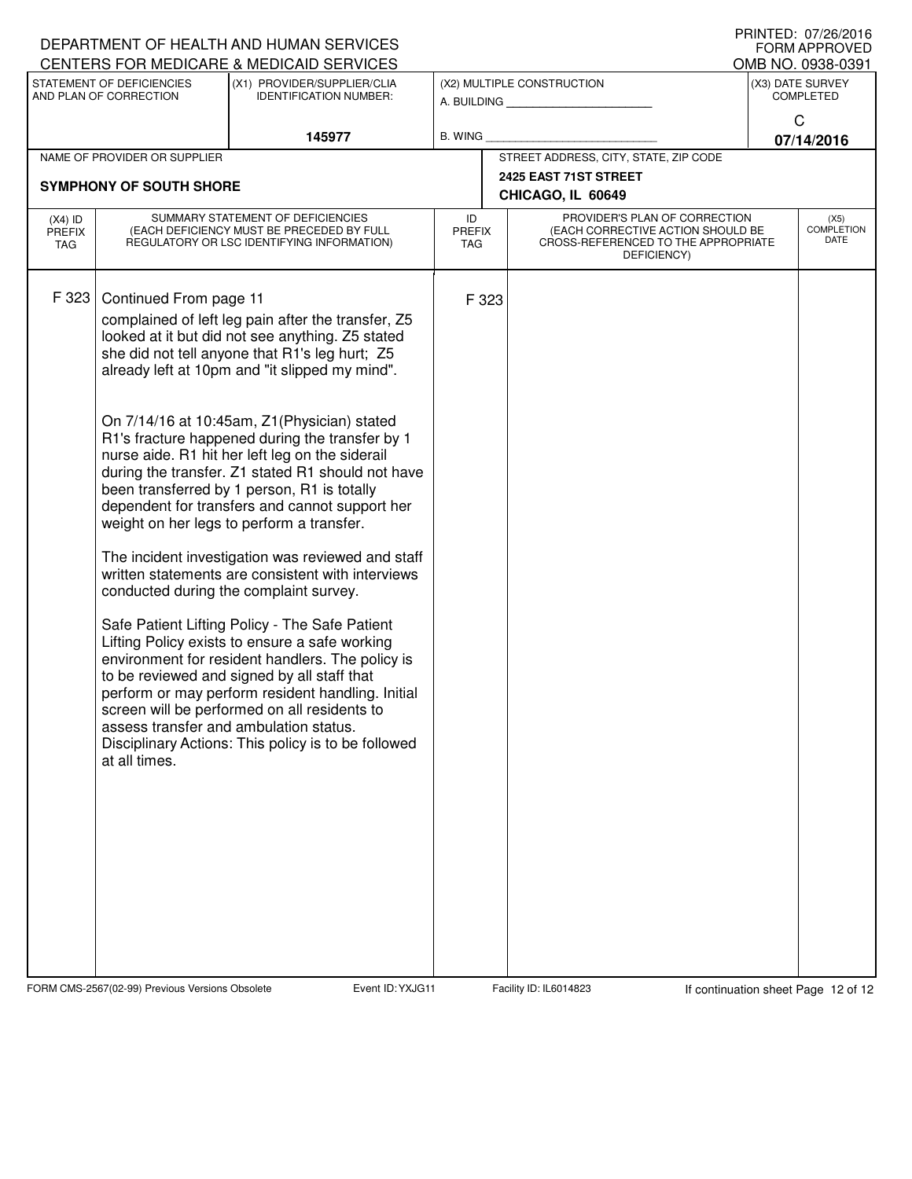DEPARTMENT OF HEALTH AND HUMAN SERVICES
CENTERS FOR MEDICARE & MEDICAID SERVICES

PRINTED: 07/26/2016
FORM APPROVED
OMB NO. 0938-0391

| STATEMENT OF DEFICIENCIES AND PLAN OF CORRECTION | (X1) PROVIDER/SUPPLIER/CLIA IDENTIFICATION NUMBER: | (X2) MULTIPLE CONSTRUCTION | (X3) DATE SURVEY COMPLETED |
|---|---|---|---|
| | 145977 | A. BUILDING ______ B. WING ______ | C 07/14/2016 |

| NAME OF PROVIDER OR SUPPLIER | STREET ADDRESS, CITY, STATE, ZIP CODE |
|---|---|
| SYMPHONY OF SOUTH SHORE | 2425 EAST 71ST STREET CHICAGO, IL 60649 |

| (X4) ID PREFIX TAG | SUMMARY STATEMENT OF DEFICIENCIES (EACH DEFICIENCY MUST BE PRECEDED BY FULL REGULATORY OR LSC IDENTIFYING INFORMATION) | ID PREFIX TAG | PROVIDER'S PLAN OF CORRECTION (EACH CORRECTIVE ACTION SHOULD BE CROSS-REFERENCED TO THE APPROPRIATE DEFICIENCY) | (X5) COMPLETION DATE |
|---|---|---|---|---|
| F 323 | Continued From page 11 | F 323 | | |

complained of left leg pain after the transfer, Z5 looked at it but did not see anything. Z5 stated she did not tell anyone that R1's leg hurt; Z5 already left at 10pm and "it slipped my mind".

On 7/14/16 at 10:45am, Z1(Physician) stated R1's fracture happened during the transfer by 1 nurse aide. R1 hit her left leg on the siderail during the transfer. Z1 stated R1 should not have been transferred by 1 person, R1 is totally dependent for transfers and cannot support her weight on her legs to perform a transfer.

The incident investigation was reviewed and staff written statements are consistent with interviews conducted during the complaint survey.

Safe Patient Lifting Policy - The Safe Patient Lifting Policy exists to ensure a safe working environment for resident handlers. The policy is to be reviewed and signed by all staff that perform or may perform resident handling. Initial screen will be performed on all residents to assess transfer and ambulation status.
Disciplinary Actions: This policy is to be followed at all times.

FORM CMS-2567(02-99) Previous Versions Obsolete Event ID: YXJG11 Facility ID: IL6014823